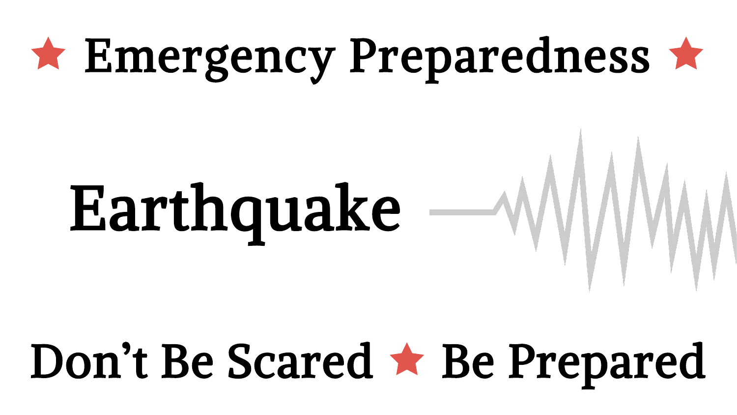★ Emergency Preparedness ★

# Earthquake

Don't Be Scared ★ Be Prepared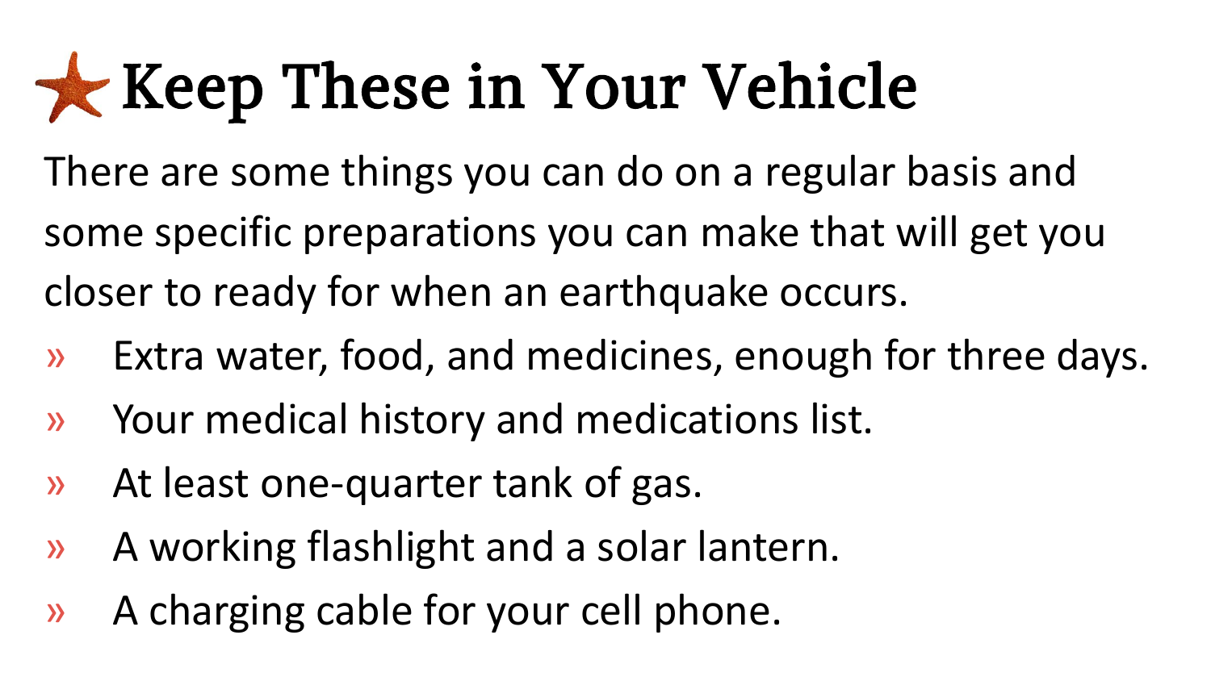# Keep These in Your Vehicle

There are some things you can do on a regular basis and some specific preparations you can make that will get you closer to ready for when an earthquake occurs.

- Extra water, food, and medicines, enough for three days.
- Your medical history and medications list.
- At least one-quarter tank of gas.
- A working flashlight and a solar lantern.
- A charging cable for your cell phone.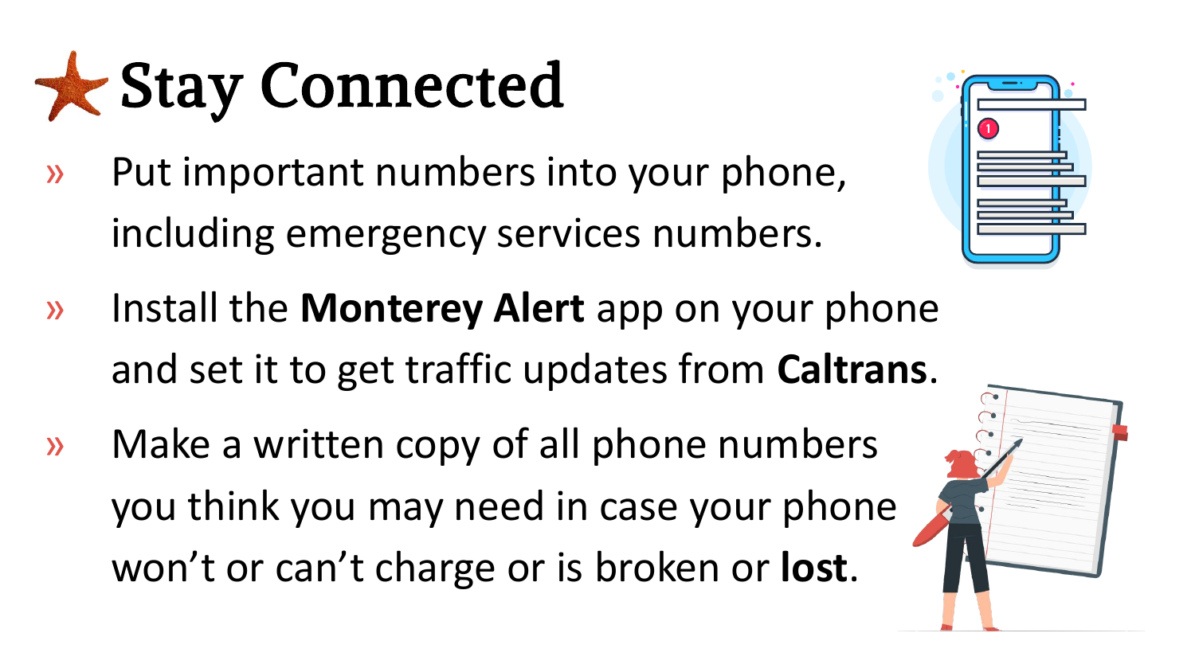# Stay Connected

- Put important numbers into your phone, including emergency services numbers.
- Install the **Monterey Alert** app on your phone and set it to get traffic updates from **Caltrans**.
- Make a written copy of all phone numbers you think you may need in case your phone won't or can't charge or is broken or **lost**.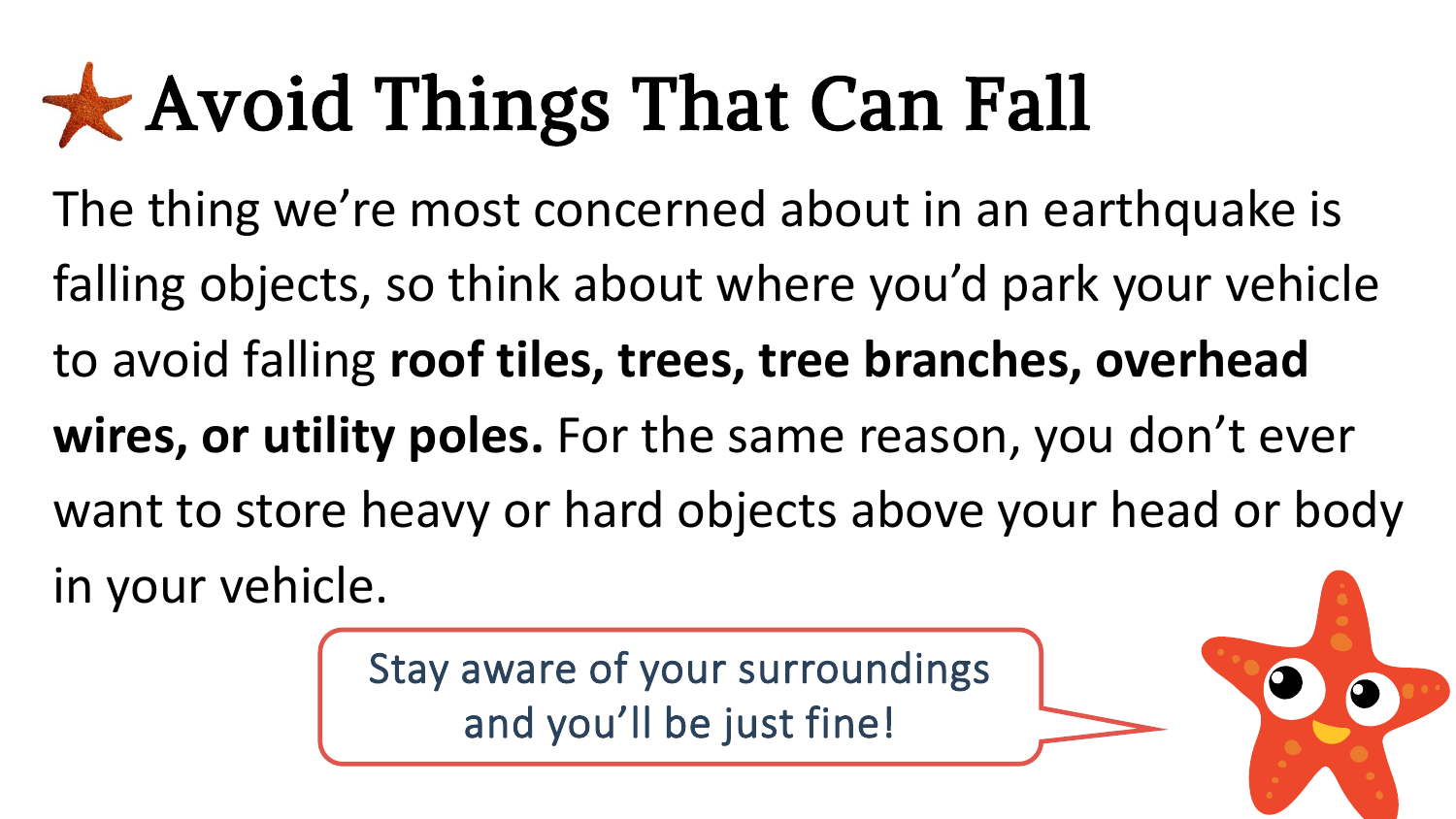# Avoid Things That Can Fall

The thing we're most concerned about in an earthquake is falling objects, so think about where you'd park your vehicle to avoid falling **roof tiles, trees, tree branches, overhead wires, or utility poles.** For the same reason, you don't ever want to store heavy or hard objects above your head or body in your vehicle.

Stay aware of your surroundings and you'll be just fine!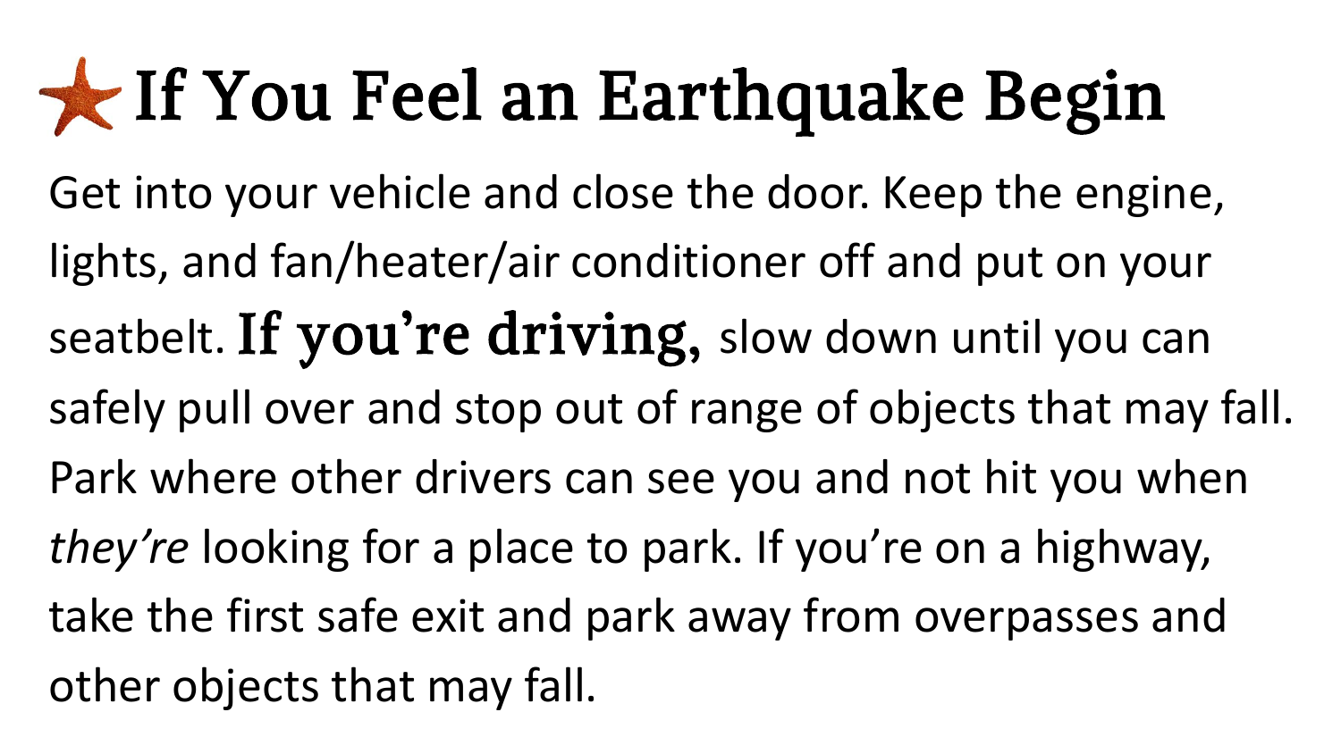# If You Feel an Earthquake Begin

Get into your vehicle and close the door. Keep the engine, lights, and fan/heater/air conditioner off and put on your seatbelt. **If you're driving,** slow down until you can safely pull over and stop out of range of objects that may fall. Park where other drivers can see you and not hit you when *they're* looking for a place to park. If you're on a highway, take the first safe exit and park away from overpasses and other objects that may fall.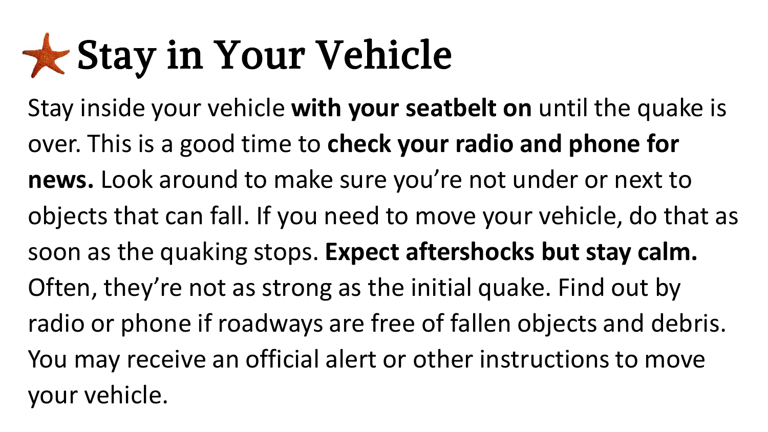# Stay in Your Vehicle

Stay inside your vehicle **with your seatbelt on** until the quake is over. This is a good time to **check your radio and phone for news.** Look around to make sure you're not under or next to objects that can fall. If you need to move your vehicle, do that as soon as the quaking stops. **Expect aftershocks but stay calm.** Often, they're not as strong as the initial quake. Find out by radio or phone if roadways are free of fallen objects and debris. You may receive an official alert or other instructions to move your vehicle.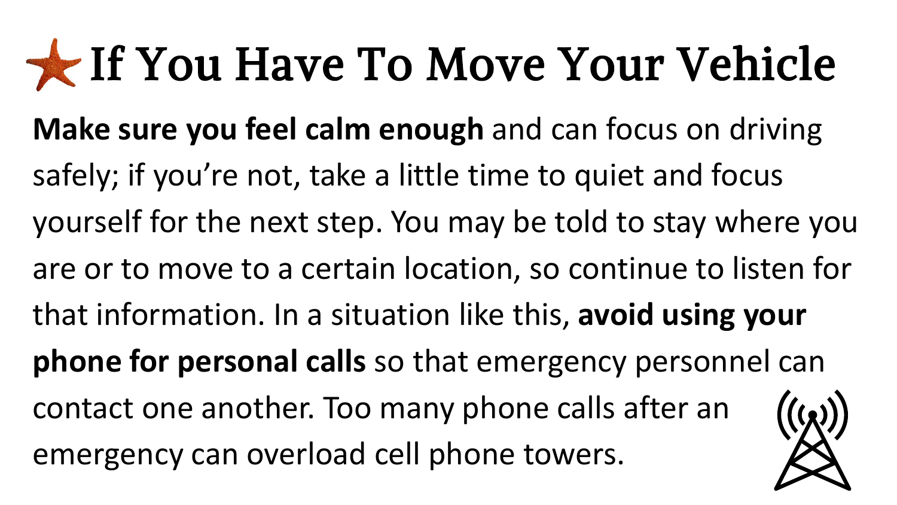# If You Have To Move Your Vehicle

**Make sure you feel calm enough** and can focus on driving safely; if you're not, take a little time to quiet and focus yourself for the next step. You may be told to stay where you are or to move to a certain location, so continue to listen for that information. In a situation like this, **avoid using your phone for personal calls** so that emergency personnel can contact one another. Too many phone calls after an emergency can overload cell phone towers.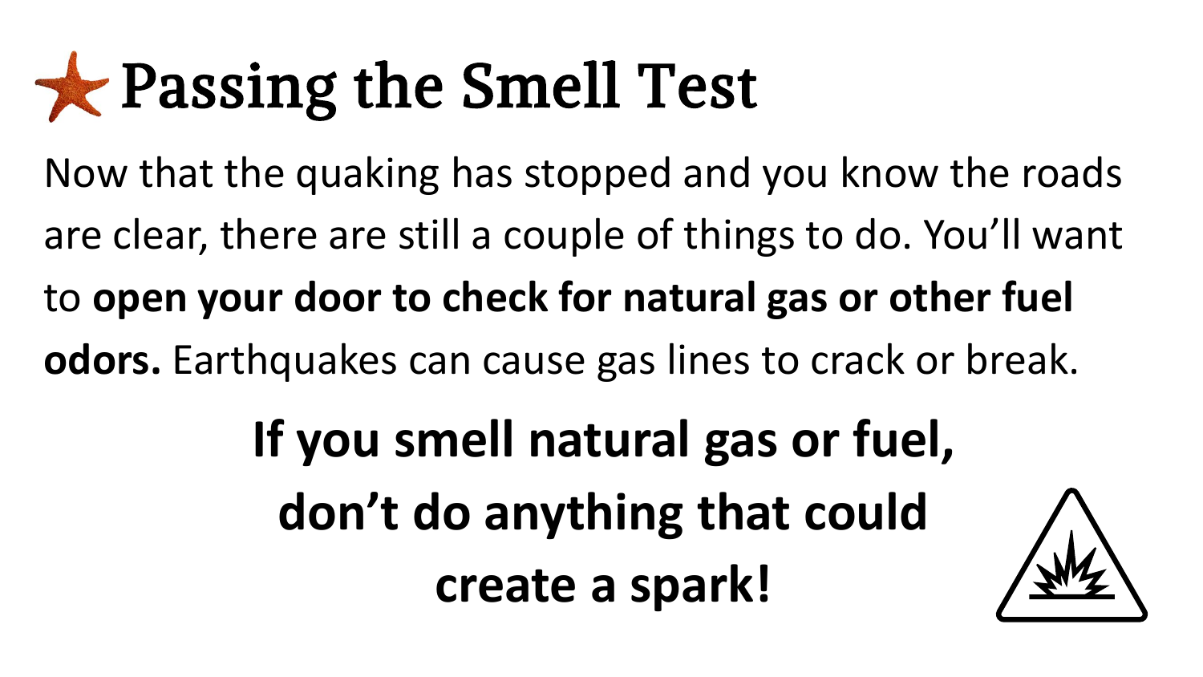# Passing the Smell Test

Now that the quaking has stopped and you know the roads are clear, there are still a couple of things to do. You'll want to **open your door to check for natural gas or other fuel odors.** Earthquakes can cause gas lines to crack or break.

**If you smell natural gas or fuel, don't do anything that could create a spark!**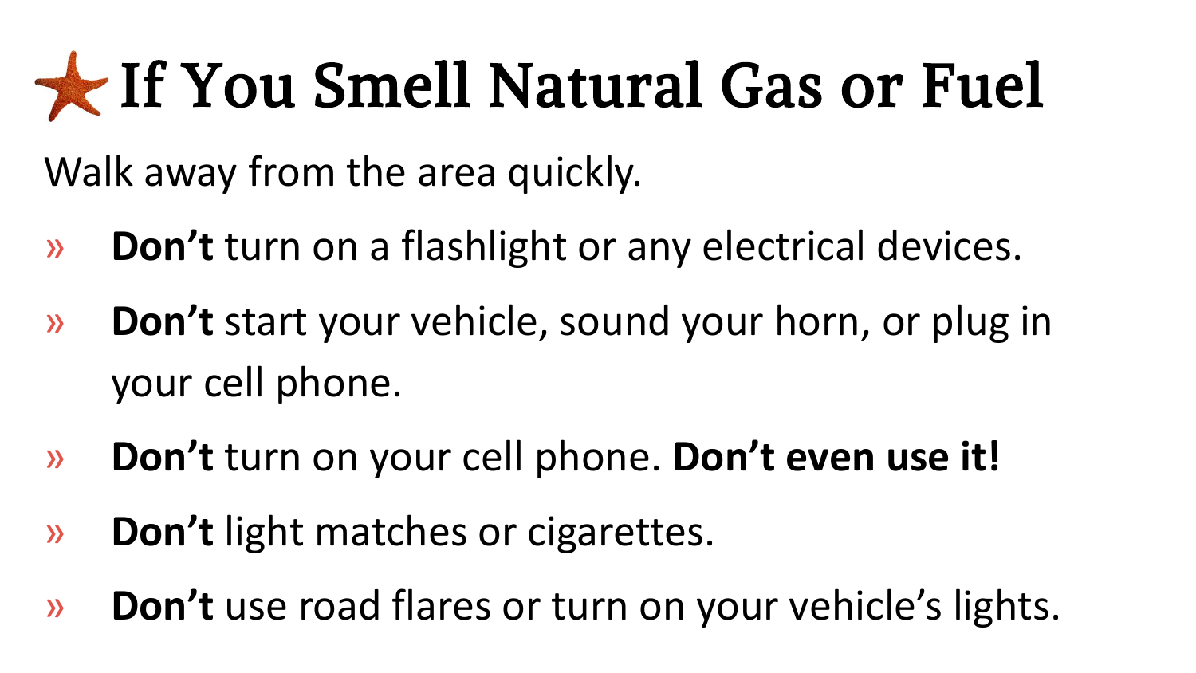# If You Smell Natural Gas or Fuel

Walk away from the area quickly.

- **Don't** turn on a flashlight or any electrical devices.
- **Don't** start your vehicle, sound your horn, or plug in your cell phone.
- **Don't** turn on your cell phone. **Don't even use it!**
- **Don't** light matches or cigarettes.
- **Don't** use road flares or turn on your vehicle's lights.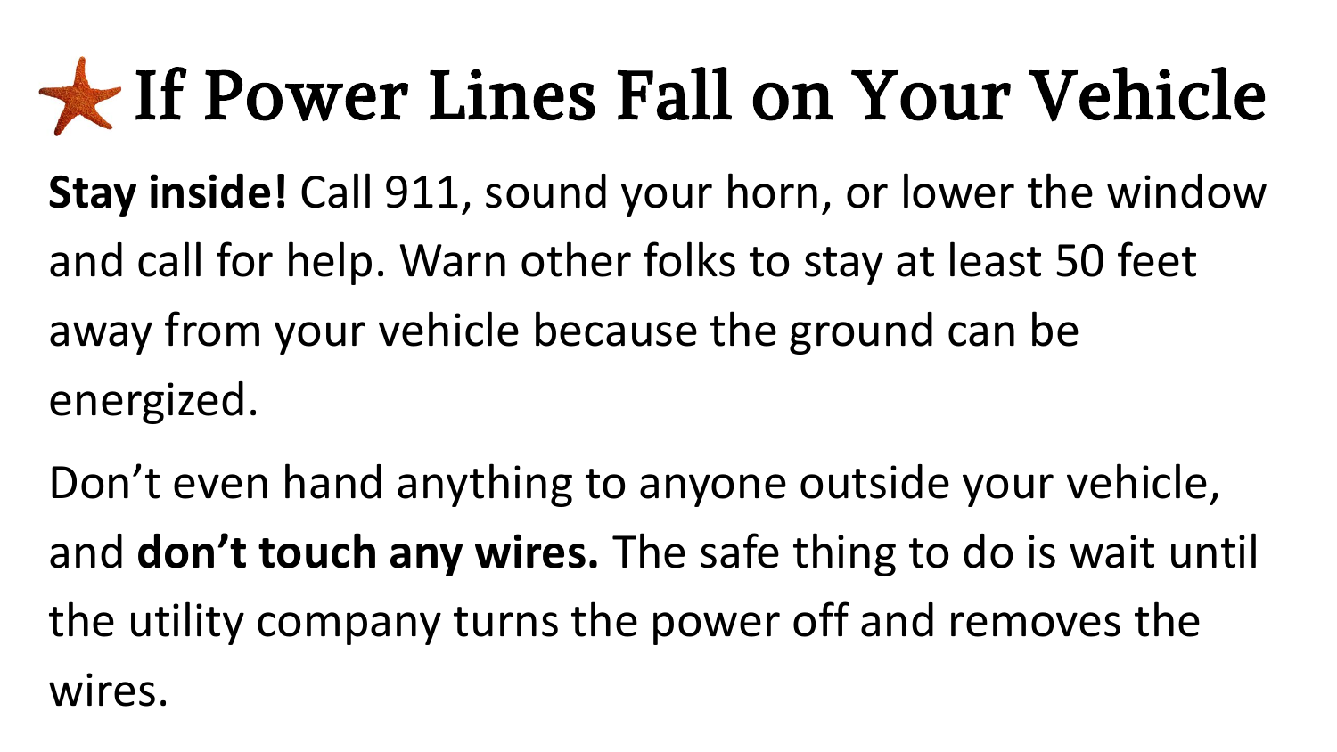# If Power Lines Fall on Your Vehicle

**Stay inside!** Call 911, sound your horn, or lower the window and call for help. Warn other folks to stay at least 50 feet away from your vehicle because the ground can be energized.

Don't even hand anything to anyone outside your vehicle, and **don't touch any wires.** The safe thing to do is wait until the utility company turns the power off and removes the wires.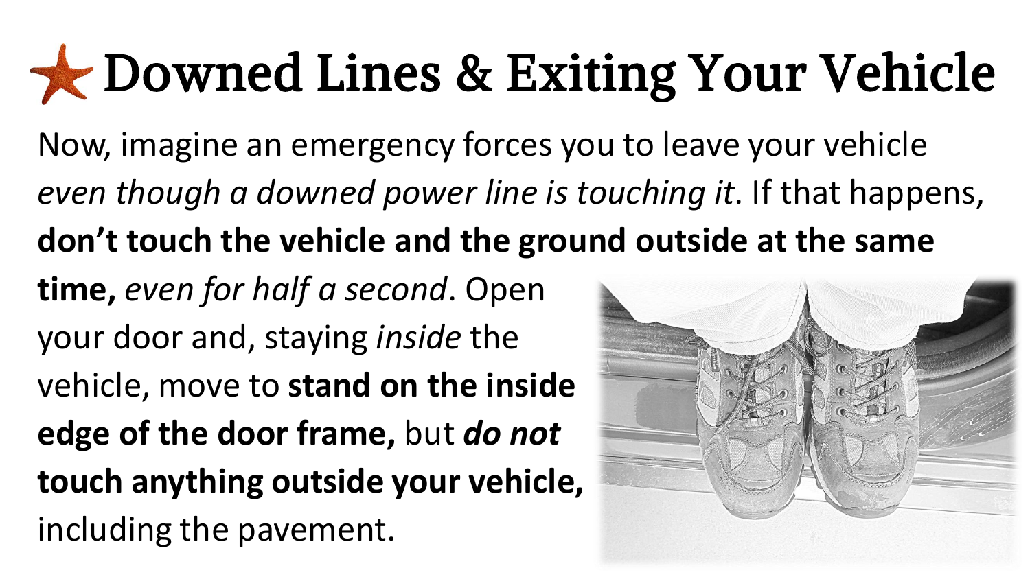# Downed Lines & Exiting Your Vehicle

Now, imagine an emergency forces you to leave your vehicle *even though a downed power line is touching it*. If that happens, **don't touch the vehicle and the ground outside at the same time,** *even for half a second*. Open your door and, staying *inside* the vehicle, move to **stand on the inside edge of the door frame,** but ***do not* touch anything outside your vehicle,** including the pavement.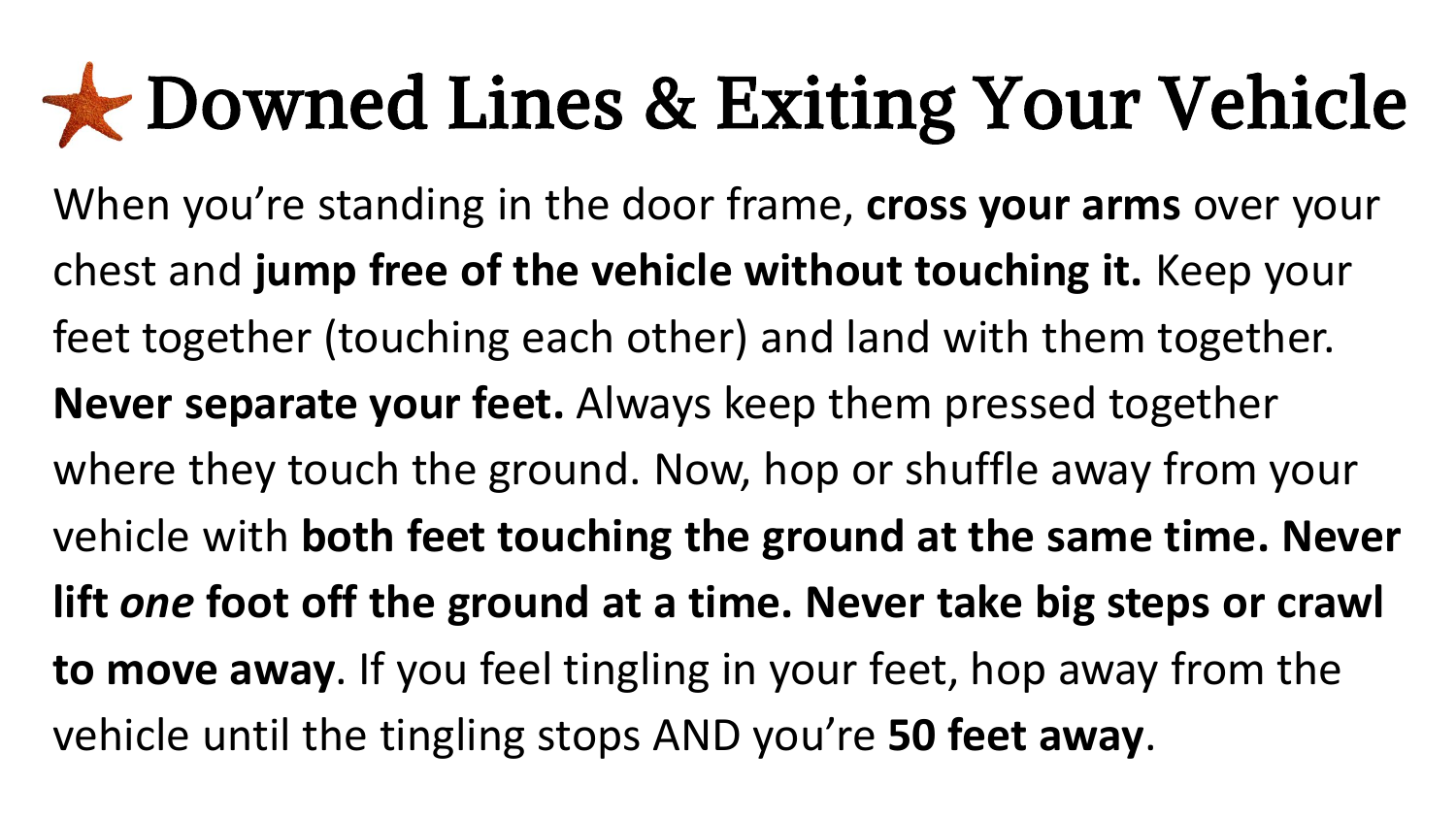# Downed Lines & Exiting Your Vehicle

When you're standing in the door frame, **cross your arms** over your chest and **jump free of the vehicle without touching it.** Keep your feet together (touching each other) and land with them together. **Never separate your feet.** Always keep them pressed together where they touch the ground. Now, hop or shuffle away from your vehicle with **both feet touching the ground at the same time. Never lift *one* foot off the ground at a time. Never take big steps or crawl to move away**. If you feel tingling in your feet, hop away from the vehicle until the tingling stops AND you're **50 feet away**.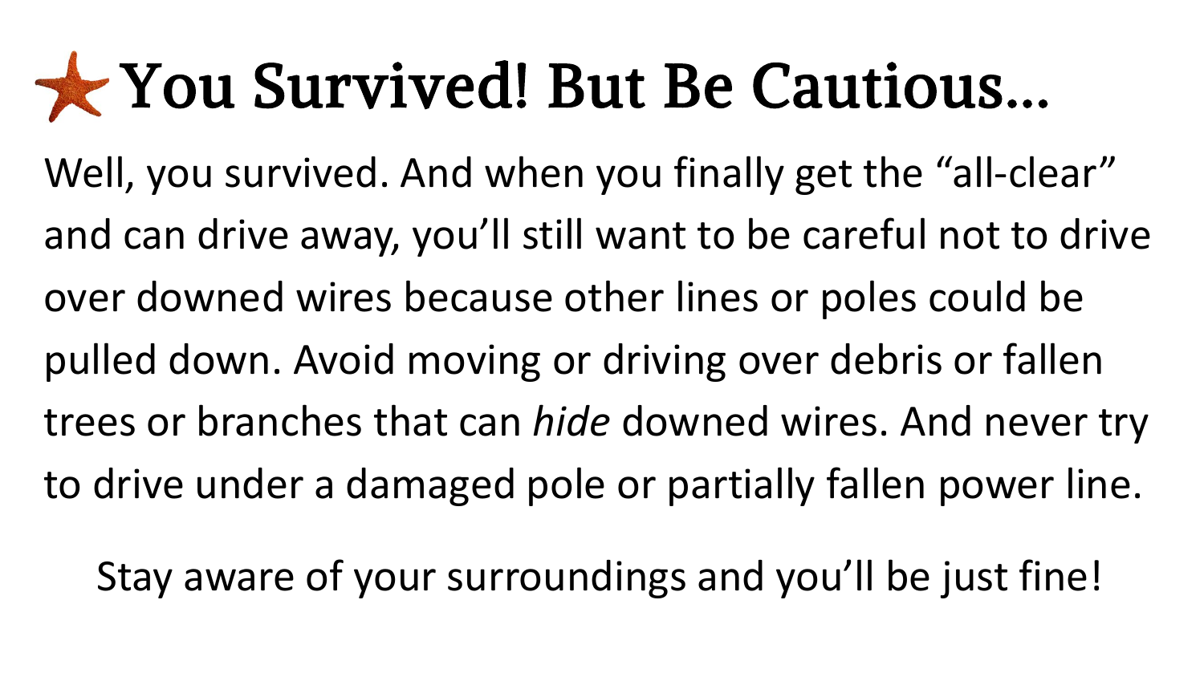# You Survived! But Be Cautious…

Well, you survived. And when you finally get the “all-clear” and can drive away, you’ll still want to be careful not to drive over downed wires because other lines or poles could be pulled down. Avoid moving or driving over debris or fallen trees or branches that can *hide* downed wires. And never try to drive under a damaged pole or partially fallen power line.

Stay aware of your surroundings and you’ll be just fine!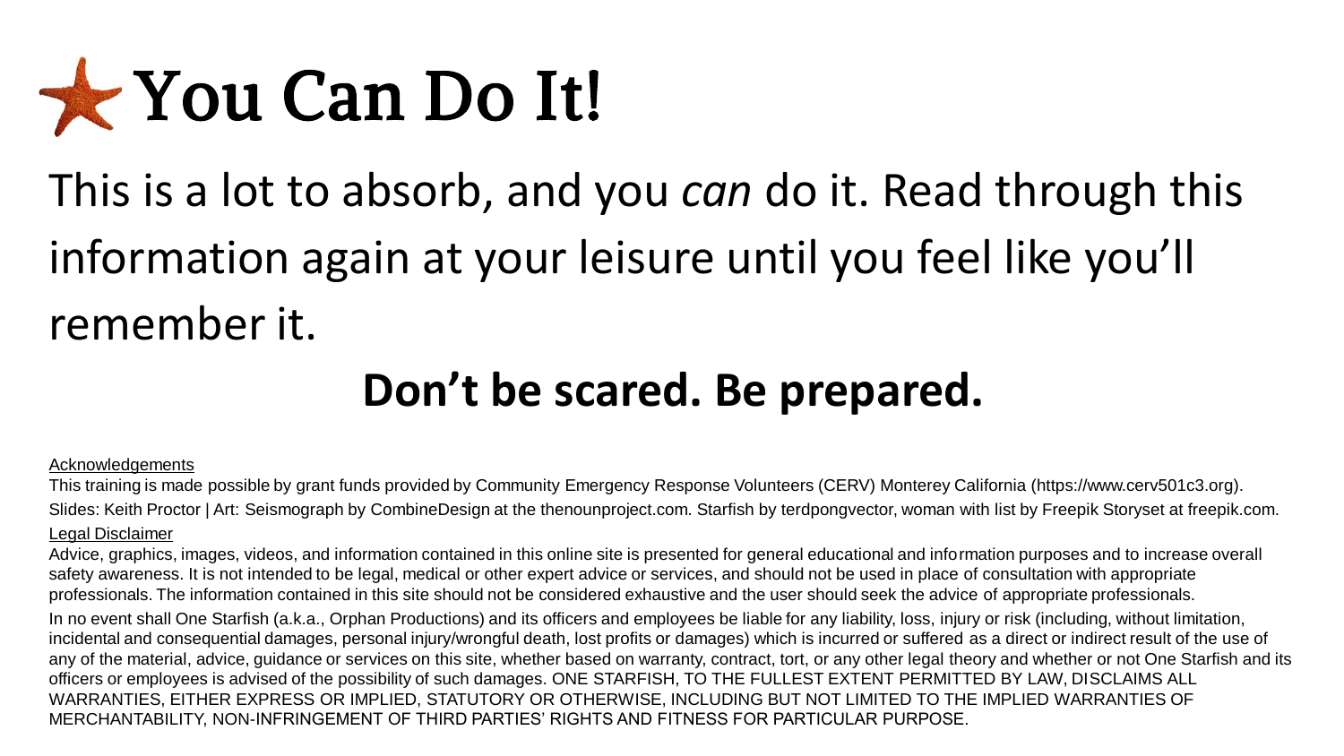# You Can Do It!

This is a lot to absorb, and you *can* do it. Read through this information again at your leisure until you feel like you'll remember it.

**Don't be scared. Be prepared.**

Acknowledgements

This training is made possible by grant funds provided by Community Emergency Response Volunteers (CERV) Monterey California (https://www.cerv501c3.org).

Slides: Keith Proctor | Art: Seismograph by CombineDesign at the thenounproject.com. Starfish by terdpongvector, woman with list by Freepik Storyset at freepik.com.

Legal Disclaimer

Advice, graphics, images, videos, and information contained in this online site is presented for general educational and information purposes and to increase overall safety awareness. It is not intended to be legal, medical or other expert advice or services, and should not be used in place of consultation with appropriate professionals. The information contained in this site should not be considered exhaustive and the user should seek the advice of appropriate professionals.

In no event shall One Starfish (a.k.a., Orphan Productions) and its officers and employees be liable for any liability, loss, injury or risk (including, without limitation, incidental and consequential damages, personal injury/wrongful death, lost profits or damages) which is incurred or suffered as a direct or indirect result of the use of any of the material, advice, guidance or services on this site, whether based on warranty, contract, tort, or any other legal theory and whether or not One Starfish and its officers or employees is advised of the possibility of such damages. ONE STARFISH, TO THE FULLEST EXTENT PERMITTED BY LAW, DISCLAIMS ALL WARRANTIES, EITHER EXPRESS OR IMPLIED, STATUTORY OR OTHERWISE, INCLUDING BUT NOT LIMITED TO THE IMPLIED WARRANTIES OF MERCHANTABILITY, NON-INFRINGEMENT OF THIRD PARTIES' RIGHTS AND FITNESS FOR PARTICULAR PURPOSE.